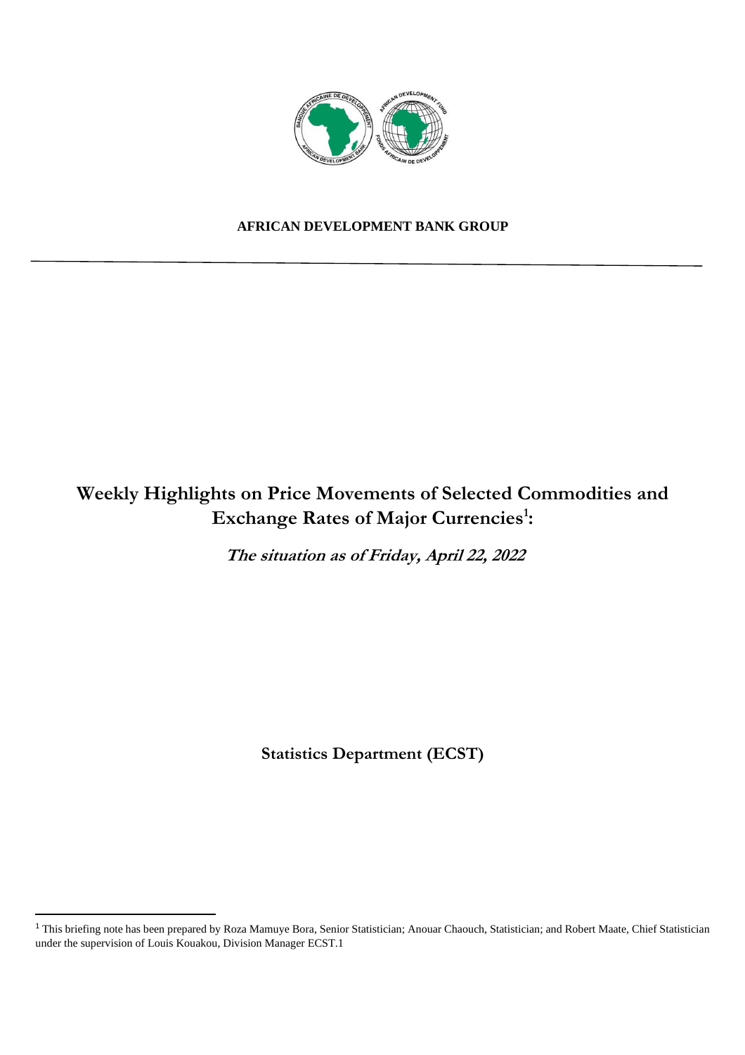**AFRICAN DEVELOPMENT BANK GROUP**

# Weekly Highlights on Price Movements of Selected Commodities and Exchange Rates of Major Currencies[1]:

***The situation as of Friday, April 22, 2022***

**Statistics Department (ECST)**

---

[1] This briefing note has been prepared by Roza Mamuye Bora, Senior Statistician; Anouar Chaouch, Statistician; and Robert Maate, Chief Statistician under the supervision of Louis Kouakou, Division Manager ECST.1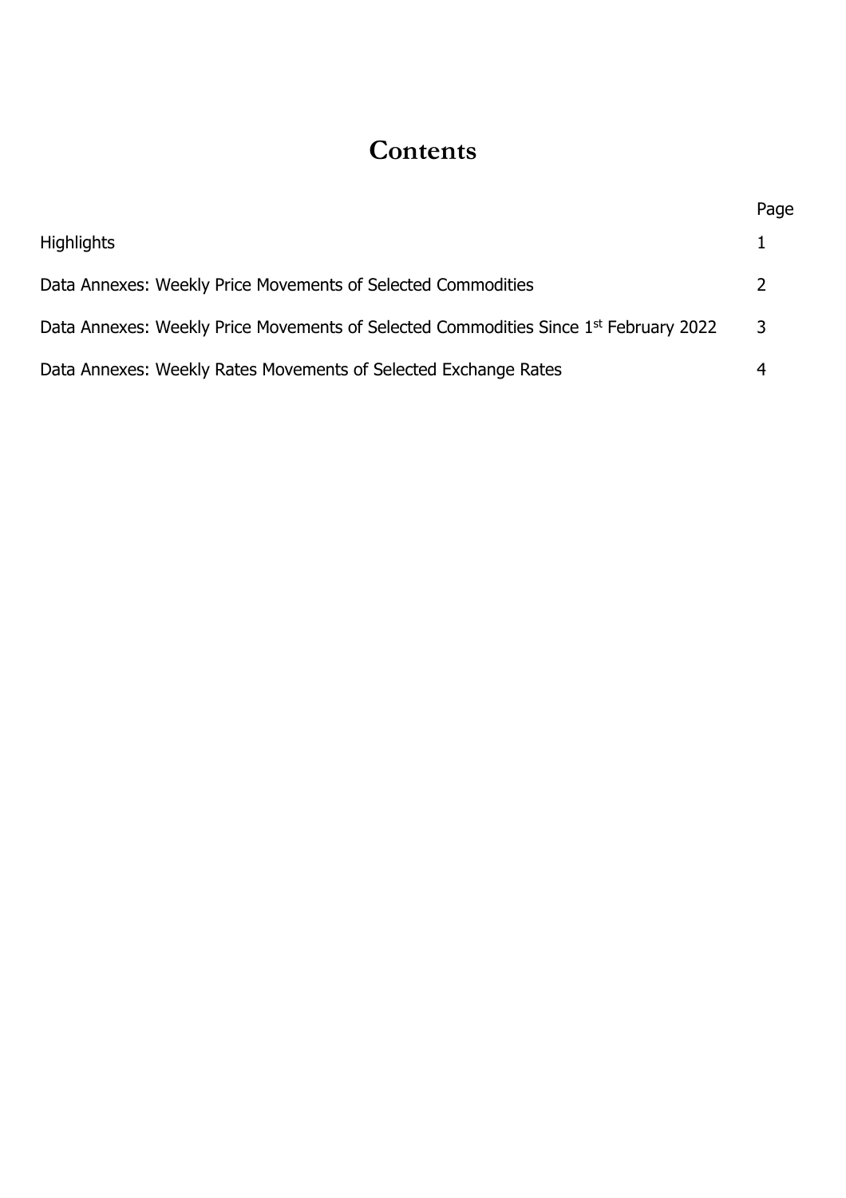# Contents

| | Page |
|---|---|
| Highlights | 1 |
| Data Annexes: Weekly Price Movements of Selected Commodities | 2 |
| Data Annexes: Weekly Price Movements of Selected Commodities Since 1st February 2022 | 3 |
| Data Annexes: Weekly Rates Movements of Selected Exchange Rates | 4 |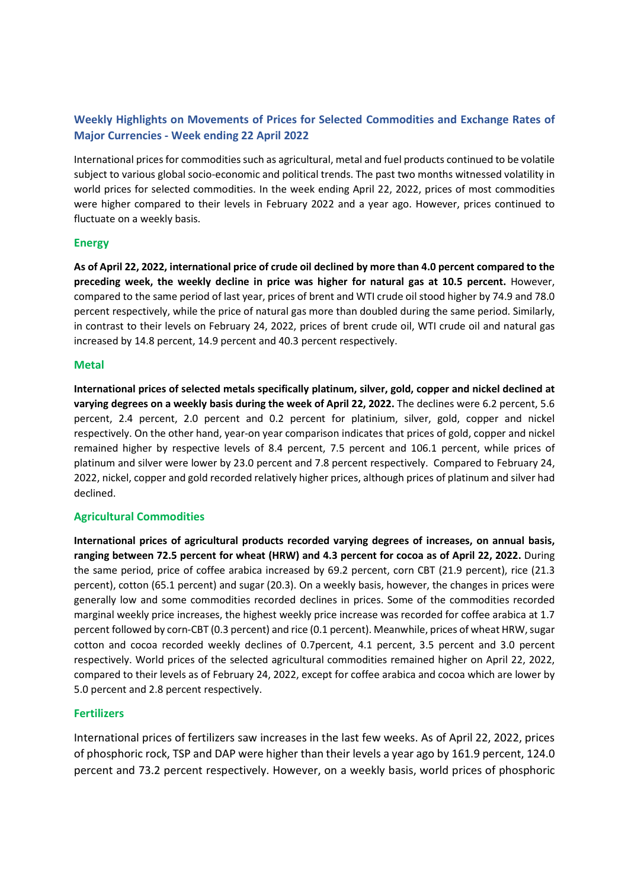## Weekly Highlights on Movements of Prices for Selected Commodities and Exchange Rates of Major Currencies - Week ending 22 April 2022

International prices for commodities such as agricultural, metal and fuel products continued to be volatile subject to various global socio-economic and political trends. The past two months witnessed volatility in world prices for selected commodities. In the week ending April 22, 2022, prices of most commodities were higher compared to their levels in February 2022 and a year ago. However, prices continued to fluctuate on a weekly basis.

### Energy

**As of April 22, 2022, international price of crude oil declined by more than 4.0 percent compared to the preceding week, the weekly decline in price was higher for natural gas at 10.5 percent.** However, compared to the same period of last year, prices of brent and WTI crude oil stood higher by 74.9 and 78.0 percent respectively, while the price of natural gas more than doubled during the same period. Similarly, in contrast to their levels on February 24, 2022, prices of brent crude oil, WTI crude oil and natural gas increased by 14.8 percent, 14.9 percent and 40.3 percent respectively.

### Metal

**International prices of selected metals specifically platinum, silver, gold, copper and nickel declined at varying degrees on a weekly basis during the week of April 22, 2022.** The declines were 6.2 percent, 5.6 percent, 2.4 percent, 2.0 percent and 0.2 percent for platinium, silver, gold, copper and nickel respectively. On the other hand, year-on year comparison indicates that prices of gold, copper and nickel remained higher by respective levels of 8.4 percent, 7.5 percent and 106.1 percent, while prices of platinum and silver were lower by 23.0 percent and 7.8 percent respectively. Compared to February 24, 2022, nickel, copper and gold recorded relatively higher prices, although prices of platinum and silver had declined.

### Agricultural Commodities

**International prices of agricultural products recorded varying degrees of increases, on annual basis, ranging between 72.5 percent for wheat (HRW) and 4.3 percent for cocoa as of April 22, 2022.** During the same period, price of coffee arabica increased by 69.2 percent, corn CBT (21.9 percent), rice (21.3 percent), cotton (65.1 percent) and sugar (20.3). On a weekly basis, however, the changes in prices were generally low and some commodities recorded declines in prices. Some of the commodities recorded marginal weekly price increases, the highest weekly price increase was recorded for coffee arabica at 1.7 percent followed by corn-CBT (0.3 percent) and rice (0.1 percent). Meanwhile, prices of wheat HRW, sugar cotton and cocoa recorded weekly declines of 0.7percent, 4.1 percent, 3.5 percent and 3.0 percent respectively. World prices of the selected agricultural commodities remained higher on April 22, 2022, compared to their levels as of February 24, 2022, except for coffee arabica and cocoa which are lower by 5.0 percent and 2.8 percent respectively.

### Fertilizers

International prices of fertilizers saw increases in the last few weeks. As of April 22, 2022, prices of phosphoric rock, TSP and DAP were higher than their levels a year ago by 161.9 percent, 124.0 percent and 73.2 percent respectively. However, on a weekly basis, world prices of phosphoric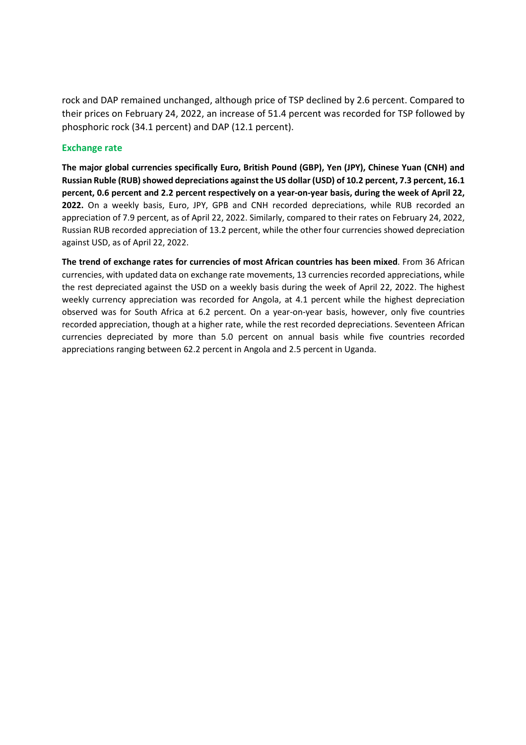rock and DAP remained unchanged, although price of TSP declined by 2.6 percent. Compared to their prices on February 24, 2022, an increase of 51.4 percent was recorded for TSP followed by phosphoric rock (34.1 percent) and DAP (12.1 percent).

## Exchange rate

**The major global currencies specifically Euro, British Pound (GBP), Yen (JPY), Chinese Yuan (CNH) and Russian Ruble (RUB) showed depreciations against the US dollar (USD) of 10.2 percent, 7.3 percent, 16.1 percent, 0.6 percent and 2.2 percent respectively on a year-on-year basis, during the week of April 22, 2022.** On a weekly basis, Euro, JPY, GPB and CNH recorded depreciations, while RUB recorded an appreciation of 7.9 percent, as of April 22, 2022. Similarly, compared to their rates on February 24, 2022, Russian RUB recorded appreciation of 13.2 percent, while the other four currencies showed depreciation against USD, as of April 22, 2022.

**The trend of exchange rates for currencies of most African countries has been mixed**. From 36 African currencies, with updated data on exchange rate movements, 13 currencies recorded appreciations, while the rest depreciated against the USD on a weekly basis during the week of April 22, 2022. The highest weekly currency appreciation was recorded for Angola, at 4.1 percent while the highest depreciation observed was for South Africa at 6.2 percent. On a year-on-year basis, however, only five countries recorded appreciation, though at a higher rate, while the rest recorded depreciations. Seventeen African currencies depreciated by more than 5.0 percent on annual basis while five countries recorded appreciations ranging between 62.2 percent in Angola and 2.5 percent in Uganda.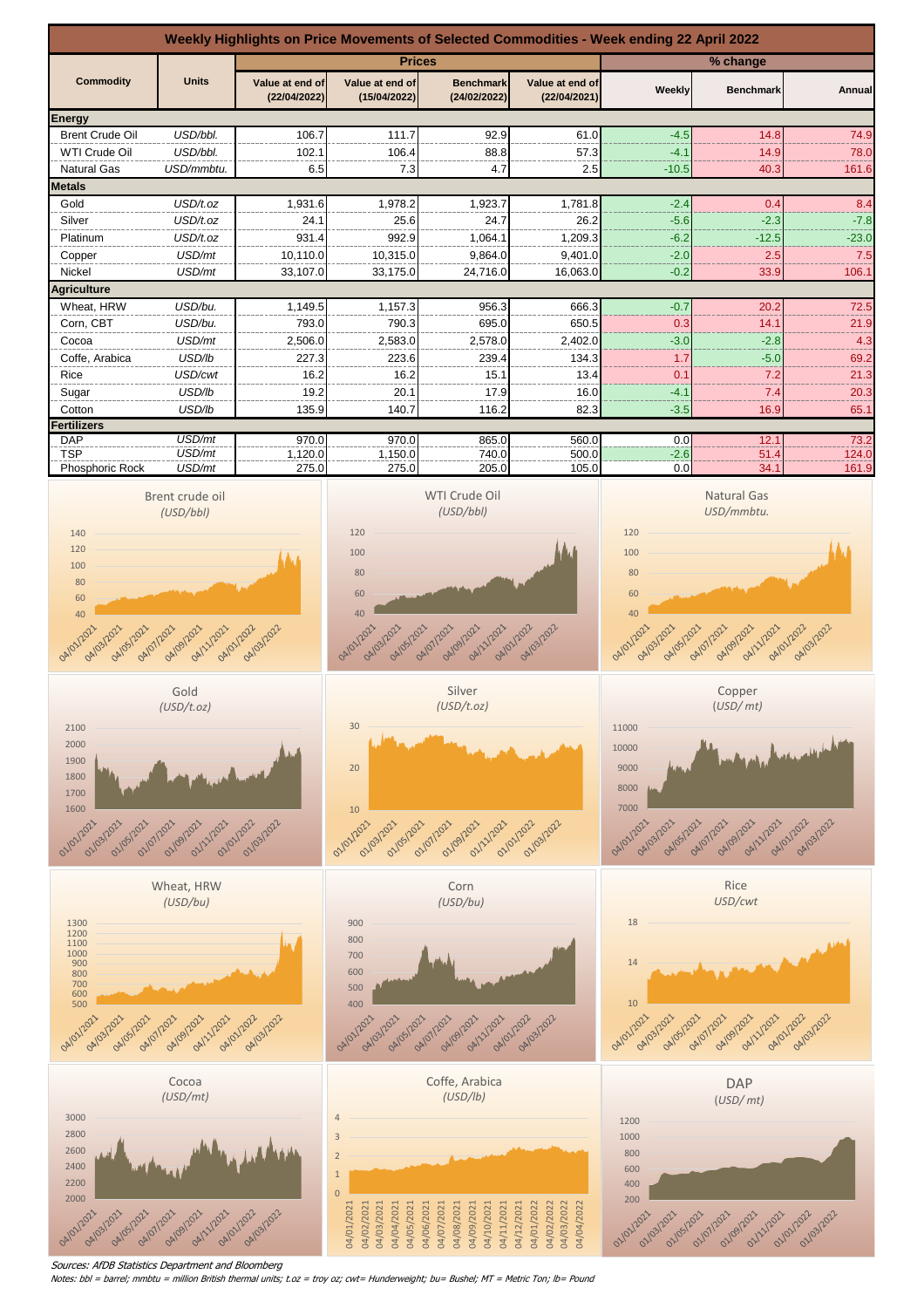# Weekly Highlights on Price Movements of Selected Commodities - Week ending 22 April 2022

| Commodity | Units | Prices | | | | % change | | |
|---|---|---|---|---|---|---|---|---|
| | | Value at end of (22/04/2022) | Value at end of (15/04/2022) | Benchmark (24/02/2022) | Value at end of (22/04/2021) | Weekly | Benchmark | Annual |
| **Energy** | | | | | | | | |
| Brent Crude Oil | USD/bbl. | 106.7 | 111.7 | 92.9 | 61.0 | -4.5 | 14.8 | 74.9 |
| WTI Crude Oil | USD/bbl. | 102.1 | 106.4 | 88.8 | 57.3 | -4.1 | 14.9 | 78.0 |
| Natural Gas | USD/mmbtu. | 6.5 | 7.3 | 4.7 | 2.5 | -10.5 | 40.3 | 161.6 |
| **Metals** | | | | | | | | |
| Gold | USD/t.oz | 1,931.6 | 1,978.2 | 1,923.7 | 1,781.8 | -2.4 | 0.4 | 8.4 |
| Silver | USD/t.oz | 24.1 | 25.6 | 24.7 | 26.2 | -5.6 | -2.3 | -7.8 |
| Platinum | USD/t.oz | 931.4 | 992.9 | 1,064.1 | 1,209.3 | -6.2 | -12.5 | -23.0 |
| Copper | USD/mt | 10,110.0 | 10,315.0 | 9,864.0 | 9,401.0 | -2.0 | 2.5 | 7.5 |
| Nickel | USD/mt | 33,107.0 | 33,175.0 | 24,716.0 | 16,063.0 | -0.2 | 33.9 | 106.1 |
| **Agriculture** | | | | | | | | |
| Wheat, HRW | USD/bu. | 1,149.5 | 1,157.3 | 956.3 | 666.3 | -0.7 | 20.2 | 72.5 |
| Corn, CBT | USD/bu. | 793.0 | 790.3 | 695.0 | 650.5 | 0.3 | 14.1 | 21.9 |
| Cocoa | USD/mt | 2,506.0 | 2,583.0 | 2,578.0 | 2,402.0 | -3.0 | -2.8 | 4.3 |
| Coffe, Arabica | USD/lb | 227.3 | 223.6 | 239.4 | 134.3 | 1.7 | -5.0 | 69.2 |
| Rice | USD/cwt | 16.2 | 16.2 | 15.1 | 13.4 | 0.1 | 7.2 | 21.3 |
| Sugar | USD/lb | 19.2 | 20.1 | 17.9 | 16.0 | -4.1 | 7.4 | 20.3 |
| Cotton | USD/lb | 135.9 | 140.7 | 116.2 | 82.3 | -3.5 | 16.9 | 65.1 |
| **Fertilizers** | | | | | | | | |
| DAP | USD/mt | 970.0 | 970.0 | 865.0 | 560.0 | 0.0 | 12.1 | 73.2 |
| TSP | USD/mt | 1,120.0 | 1,150.0 | 740.0 | 500.0 | -2.6 | 51.4 | 124.0 |
| Phosphoric Rock | USD/mt | 275.0 | 275.0 | 205.0 | 105.0 | 0.0 | 34.1 | 161.9 |

*Sources: AfDB Statistics Department and Bloomberg*

*Notes: bbl = barrel; mmbtu = million British thermal units; t.oz = troy oz; cwt= Hunderweight; bu= Bushel; MT = Metric Ton; lb= Pound*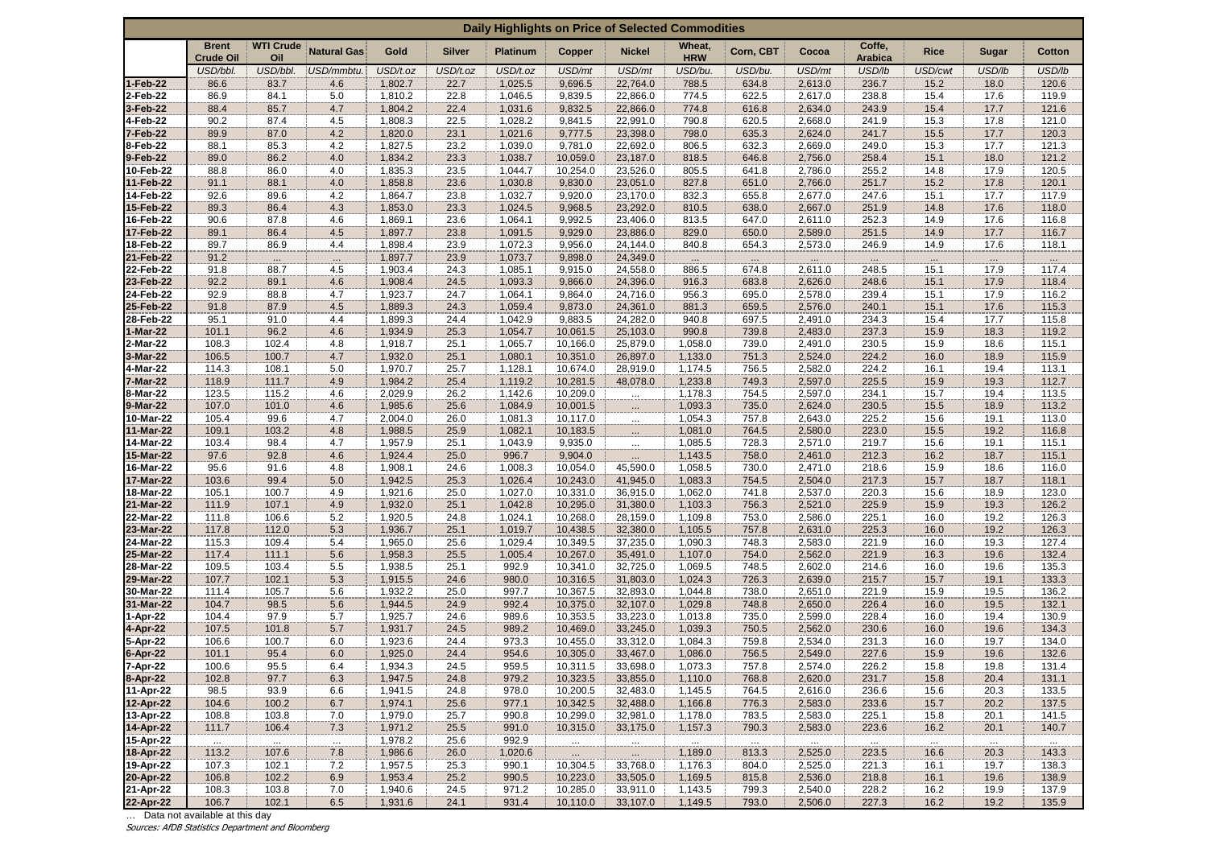# Daily Highlights on Price of Selected Commodities

| | Brent Crude Oil | WTI Crude Oil | Natural Gas | Gold | Silver | Platinum | Copper | Nickel | Wheat, HRW | Corn, CBT | Cocoa | Coffe, Arabica | Rice | Sugar | Cotton |
|---|---|---|---|---|---|---|---|---|---|---|---|---|---|---|---|
| | USD/bbl. | USD/bbl. | USD/mmbtu. | USD/t.oz | USD/t.oz | USD/t.oz | USD/mt | USD/mt | USD/bu. | USD/bu. | USD/mt | USD/lb | USD/cwt | USD/lb | USD/lb |
| 1-Feb-22 | 86.6 | 83.7 | 4.6 | 1,802.7 | 22.7 | 1,025.5 | 9,696.5 | 22,764.0 | 788.5 | 634.8 | 2,613.0 | 236.7 | 15.2 | 18.0 | 120.6 |
| 2-Feb-22 | 86.9 | 84.1 | 5.0 | 1,810.2 | 22.8 | 1,046.5 | 9,839.5 | 22,866.0 | 774.5 | 622.5 | 2,617.0 | 238.8 | 15.4 | 17.6 | 119.9 |
| 3-Feb-22 | 88.4 | 85.7 | 4.7 | 1,804.2 | 22.4 | 1,031.6 | 9,832.5 | 22,866.0 | 774.8 | 616.8 | 2,634.0 | 243.9 | 15.4 | 17.7 | 121.6 |
| 4-Feb-22 | 90.2 | 87.4 | 4.5 | 1,808.3 | 22.5 | 1,028.2 | 9,841.5 | 22,991.0 | 790.8 | 620.5 | 2,668.0 | 241.9 | 15.3 | 17.8 | 121.0 |
| 7-Feb-22 | 89.9 | 87.0 | 4.2 | 1,820.0 | 23.1 | 1,021.6 | 9,777.5 | 23,398.0 | 798.0 | 635.3 | 2,624.0 | 241.7 | 15.5 | 17.7 | 120.3 |
| 8-Feb-22 | 88.1 | 85.3 | 4.2 | 1,827.5 | 23.2 | 1,039.0 | 9,781.0 | 22,692.0 | 806.5 | 632.3 | 2,669.0 | 249.0 | 15.3 | 17.7 | 121.3 |
| 9-Feb-22 | 89.0 | 86.2 | 4.0 | 1,834.2 | 23.3 | 1,038.7 | 10,059.0 | 23,187.0 | 818.5 | 646.8 | 2,756.0 | 258.4 | 15.1 | 18.0 | 121.2 |
| 10-Feb-22 | 88.8 | 86.0 | 4.0 | 1,835.3 | 23.5 | 1,044.7 | 10,254.0 | 23,526.0 | 805.5 | 641.8 | 2,786.0 | 255.2 | 14.8 | 17.9 | 120.5 |
| 11-Feb-22 | 91.1 | 88.1 | 4.0 | 1,858.8 | 23.6 | 1,030.8 | 9,830.0 | 23,051.0 | 827.8 | 651.0 | 2,766.0 | 251.7 | 15.2 | 17.8 | 120.1 |
| 14-Feb-22 | 92.6 | 89.6 | 4.2 | 1,864.7 | 23.8 | 1,032.7 | 9,920.0 | 23,170.0 | 832.3 | 655.8 | 2,677.0 | 247.6 | 15.1 | 17.7 | 117.9 |
| 15-Feb-22 | 89.3 | 86.4 | 4.3 | 1,853.0 | 23.3 | 1,024.5 | 9,968.5 | 23,292.0 | 810.5 | 638.0 | 2,667.0 | 251.9 | 14.8 | 17.6 | 118.0 |
| 16-Feb-22 | 90.6 | 87.8 | 4.6 | 1,869.1 | 23.6 | 1,064.1 | 9,992.5 | 23,406.0 | 813.5 | 647.0 | 2,611.0 | 252.3 | 14.9 | 17.6 | 116.8 |
| 17-Feb-22 | 89.1 | 86.4 | 4.5 | 1,897.7 | 23.8 | 1,091.5 | 9,929.0 | 23,886.0 | 829.0 | 650.0 | 2,589.0 | 251.5 | 14.9 | 17.7 | 116.7 |
| 18-Feb-22 | 89.7 | 86.9 | 4.4 | 1,898.4 | 23.9 | 1,072.3 | 9,956.0 | 24,144.0 | 840.8 | 654.3 | 2,573.0 | 246.9 | 14.9 | 17.6 | 118.1 |
| 21-Feb-22 | 91.2 | ... | ... | 1,897.7 | 23.9 | 1,073.7 | 9,898.0 | 24,349.0 | ... | ... | ... | ... | ... | ... | ... |
| 22-Feb-22 | 91.8 | 88.7 | 4.5 | 1,903.4 | 24.3 | 1,085.1 | 9,915.0 | 24,558.0 | 886.5 | 674.8 | 2,611.0 | 248.5 | 15.1 | 17.9 | 117.4 |
| 23-Feb-22 | 92.2 | 89.1 | 4.6 | 1,908.4 | 24.5 | 1,093.3 | 9,866.0 | 24,396.0 | 916.3 | 683.8 | 2,626.0 | 248.6 | 15.1 | 17.9 | 118.4 |
| 24-Feb-22 | 92.9 | 88.8 | 4.7 | 1,923.7 | 24.7 | 1,064.1 | 9,864.0 | 24,716.0 | 956.3 | 695.0 | 2,578.0 | 239.4 | 15.1 | 17.9 | 116.2 |
| 25-Feb-22 | 91.8 | 87.9 | 4.5 | 1,889.3 | 24.3 | 1,059.4 | 9,873.0 | 24,361.0 | 881.3 | 659.5 | 2,576.0 | 240.1 | 15.1 | 17.6 | 115.3 |
| 28-Feb-22 | 95.1 | 91.0 | 4.4 | 1,899.3 | 24.4 | 1,042.9 | 9,883.5 | 24,282.0 | 940.8 | 697.5 | 2,491.0 | 234.3 | 15.4 | 17.7 | 115.8 |
| 1-Mar-22 | 101.1 | 96.2 | 4.6 | 1,934.9 | 25.3 | 1,054.7 | 10,061.5 | 25,103.0 | 990.8 | 739.8 | 2,483.0 | 237.3 | 15.9 | 18.3 | 119.2 |
| 2-Mar-22 | 108.3 | 102.4 | 4.8 | 1,918.7 | 25.1 | 1,065.7 | 10,166.0 | 25,879.0 | 1,058.0 | 739.0 | 2,491.0 | 230.5 | 15.9 | 18.6 | 115.1 |
| 3-Mar-22 | 106.5 | 100.7 | 4.7 | 1,932.0 | 25.1 | 1,080.1 | 10,351.0 | 26,897.0 | 1,133.0 | 751.3 | 2,524.0 | 224.2 | 16.0 | 18.9 | 115.9 |
| 4-Mar-22 | 114.3 | 108.1 | 5.0 | 1,970.7 | 25.7 | 1,128.1 | 10,674.0 | 28,919.0 | 1,174.5 | 756.5 | 2,582.0 | 224.2 | 16.1 | 19.4 | 113.1 |
| 7-Mar-22 | 118.9 | 111.7 | 4.9 | 1,984.2 | 25.4 | 1,119.2 | 10,281.5 | 48,078.0 | 1,233.8 | 749.3 | 2,597.0 | 225.5 | 15.9 | 19.3 | 112.7 |
| 8-Mar-22 | 123.5 | 115.2 | 4.6 | 2,029.9 | 26.2 | 1,142.6 | 10,209.0 | ... | 1,178.3 | 754.5 | 2,597.0 | 234.1 | 15.7 | 19.4 | 113.5 |
| 9-Mar-22 | 107.0 | 101.0 | 4.6 | 1,985.6 | 25.6 | 1,084.9 | 10,001.5 | ... | 1,093.3 | 735.0 | 2,624.0 | 230.5 | 15.5 | 18.9 | 113.2 |
| 10-Mar-22 | 105.4 | 99.6 | 4.7 | 2,004.0 | 26.0 | 1,081.3 | 10,117.0 | ... | 1,054.3 | 757.8 | 2,643.0 | 225.2 | 15.6 | 19.1 | 113.0 |
| 11-Mar-22 | 109.1 | 103.2 | 4.8 | 1,988.5 | 25.9 | 1,082.1 | 10,183.5 | ... | 1,081.0 | 764.5 | 2,580.0 | 223.0 | 15.5 | 19.2 | 116.8 |
| 14-Mar-22 | 103.4 | 98.4 | 4.7 | 1,957.9 | 25.1 | 1,043.9 | 9,935.0 | ... | 1,085.5 | 728.3 | 2,571.0 | 219.7 | 15.6 | 19.1 | 115.1 |
| 15-Mar-22 | 97.6 | 92.8 | 4.6 | 1,924.4 | 25.0 | 996.7 | 9,904.0 | ... | 1,143.5 | 758.0 | 2,461.0 | 212.3 | 16.2 | 18.7 | 115.1 |
| 16-Mar-22 | 95.6 | 91.6 | 4.8 | 1,908.1 | 24.6 | 1,008.3 | 10,054.0 | 45,590.0 | 1,058.5 | 730.0 | 2,471.0 | 218.6 | 15.9 | 18.6 | 116.0 |
| 17-Mar-22 | 103.6 | 99.4 | 5.0 | 1,942.5 | 25.3 | 1,026.4 | 10,243.0 | 41,945.0 | 1,083.3 | 754.5 | 2,504.0 | 217.3 | 15.7 | 18.7 | 118.1 |
| 18-Mar-22 | 105.1 | 100.7 | 4.9 | 1,921.6 | 25.0 | 1,027.0 | 10,331.0 | 36,915.0 | 1,062.0 | 741.8 | 2,537.0 | 220.3 | 15.6 | 18.9 | 123.0 |
| 21-Mar-22 | 111.9 | 107.1 | 4.9 | 1,932.0 | 25.1 | 1,042.8 | 10,295.0 | 31,380.0 | 1,103.3 | 756.3 | 2,521.0 | 225.9 | 15.9 | 19.3 | 126.2 |
| 22-Mar-22 | 111.8 | 106.6 | 5.2 | 1,920.5 | 24.8 | 1,024.1 | 10,268.0 | 28,159.0 | 1,109.8 | 753.0 | 2,586.0 | 225.1 | 16.0 | 19.2 | 126.3 |
| 23-Mar-22 | 117.8 | 112.0 | 5.3 | 1,936.7 | 25.1 | 1,019.7 | 10,438.5 | 32,380.0 | 1,105.5 | 757.8 | 2,631.0 | 225.3 | 16.0 | 19.2 | 126.3 |
| 24-Mar-22 | 115.3 | 109.4 | 5.4 | 1,965.0 | 25.6 | 1,029.4 | 10,349.5 | 37,235.0 | 1,090.3 | 748.3 | 2,583.0 | 221.9 | 16.0 | 19.3 | 127.4 |
| 25-Mar-22 | 117.4 | 111.1 | 5.6 | 1,958.3 | 25.5 | 1,005.4 | 10,267.0 | 35,491.0 | 1,107.0 | 754.0 | 2,562.0 | 221.9 | 16.3 | 19.6 | 132.4 |
| 28-Mar-22 | 109.5 | 103.4 | 5.5 | 1,938.5 | 25.1 | 992.9 | 10,341.0 | 32,725.0 | 1,069.5 | 748.5 | 2,602.0 | 214.6 | 16.0 | 19.6 | 135.3 |
| 29-Mar-22 | 107.7 | 102.1 | 5.3 | 1,915.5 | 24.6 | 980.0 | 10,316.5 | 31,803.0 | 1,024.3 | 726.3 | 2,639.0 | 215.7 | 15.7 | 19.1 | 133.3 |
| 30-Mar-22 | 111.4 | 105.7 | 5.6 | 1,932.2 | 25.0 | 997.7 | 10,367.5 | 32,893.0 | 1,044.8 | 738.0 | 2,651.0 | 221.9 | 15.9 | 19.5 | 136.2 |
| 31-Mar-22 | 104.7 | 98.5 | 5.6 | 1,944.5 | 24.9 | 992.4 | 10,375.0 | 32,107.0 | 1,029.8 | 748.8 | 2,650.0 | 226.4 | 16.0 | 19.5 | 132.1 |
| 1-Apr-22 | 104.4 | 97.9 | 5.7 | 1,925.7 | 24.6 | 989.6 | 10,353.5 | 33,223.0 | 1,013.8 | 735.0 | 2,599.0 | 228.4 | 16.0 | 19.4 | 130.9 |
| 4-Apr-22 | 107.5 | 101.8 | 5.7 | 1,931.7 | 24.5 | 989.2 | 10,469.0 | 33,245.0 | 1,039.3 | 750.5 | 2,562.0 | 230.6 | 16.0 | 19.6 | 134.3 |
| 5-Apr-22 | 106.6 | 100.7 | 6.0 | 1,923.6 | 24.4 | 973.3 | 10,455.0 | 33,312.0 | 1,084.3 | 759.8 | 2,534.0 | 231.3 | 16.0 | 19.7 | 134.0 |
| 6-Apr-22 | 101.1 | 95.4 | 6.0 | 1,925.0 | 24.4 | 954.6 | 10,305.0 | 33,467.0 | 1,086.0 | 756.5 | 2,549.0 | 227.6 | 15.9 | 19.6 | 132.6 |
| 7-Apr-22 | 100.6 | 95.5 | 6.4 | 1,934.3 | 24.5 | 959.5 | 10,311.5 | 33,698.0 | 1,073.3 | 757.8 | 2,574.0 | 226.2 | 15.8 | 19.8 | 131.4 |
| 8-Apr-22 | 102.8 | 97.7 | 6.3 | 1,947.5 | 24.8 | 979.2 | 10,323.5 | 33,855.0 | 1,110.0 | 768.8 | 2,620.0 | 231.7 | 15.8 | 20.4 | 131.1 |
| 11-Apr-22 | 98.5 | 93.9 | 6.6 | 1,941.5 | 24.8 | 978.0 | 10,200.5 | 32,483.0 | 1,145.5 | 764.5 | 2,616.0 | 236.6 | 15.6 | 20.3 | 133.5 |
| 12-Apr-22 | 104.6 | 100.2 | 6.7 | 1,974.1 | 25.6 | 977.1 | 10,342.5 | 32,488.0 | 1,166.8 | 776.3 | 2,583.0 | 233.6 | 15.7 | 20.2 | 137.5 |
| 13-Apr-22 | 108.8 | 103.8 | 7.0 | 1,979.0 | 25.7 | 990.8 | 10,299.0 | 32,981.0 | 1,178.0 | 783.5 | 2,583.0 | 225.1 | 15.8 | 20.1 | 141.5 |
| 14-Apr-22 | 111.7 | 106.4 | 7.3 | 1,971.2 | 25.5 | 991.0 | 10,315.0 | 33,175.0 | 1,157.3 | 790.3 | 2,583.0 | 223.6 | 16.2 | 20.1 | 140.7 |
| 15-Apr-22 | ... | ... | ... | 1,978.2 | 25.6 | 992.9 | ... | ... | ... | ... | ... | ... | ... | ... | ... |
| 18-Apr-22 | 113.2 | 107.6 | 7.8 | 1,986.6 | 26.0 | 1,020.6 | ... | ... | 1,189.0 | 813.3 | 2,525.0 | 223.5 | 16.6 | 20.3 | 143.3 |
| 19-Apr-22 | 107.3 | 102.1 | 7.2 | 1,957.5 | 25.3 | 990.1 | 10,304.5 | 33,768.0 | 1,176.3 | 804.0 | 2,525.0 | 221.3 | 16.1 | 19.7 | 138.3 |
| 20-Apr-22 | 106.8 | 102.2 | 6.9 | 1,953.4 | 25.2 | 990.5 | 10,223.0 | 33,505.0 | 1,169.5 | 815.8 | 2,536.0 | 218.8 | 16.1 | 19.6 | 138.9 |
| 21-Apr-22 | 108.3 | 103.8 | 7.0 | 1,940.6 | 24.5 | 971.2 | 10,285.0 | 33,911.0 | 1,143.5 | 799.3 | 2,540.0 | 228.2 | 16.2 | 19.9 | 137.9 |
| 22-Apr-22 | 106.7 | 102.1 | 6.5 | 1,931.6 | 24.1 | 931.4 | 10,110.0 | 33,107.0 | 1,149.5 | 793.0 | 2,506.0 | 227.3 | 16.2 | 19.2 | 135.9 |

… Data not available at this day

*Sources: AfDB Statistics Department and Bloomberg*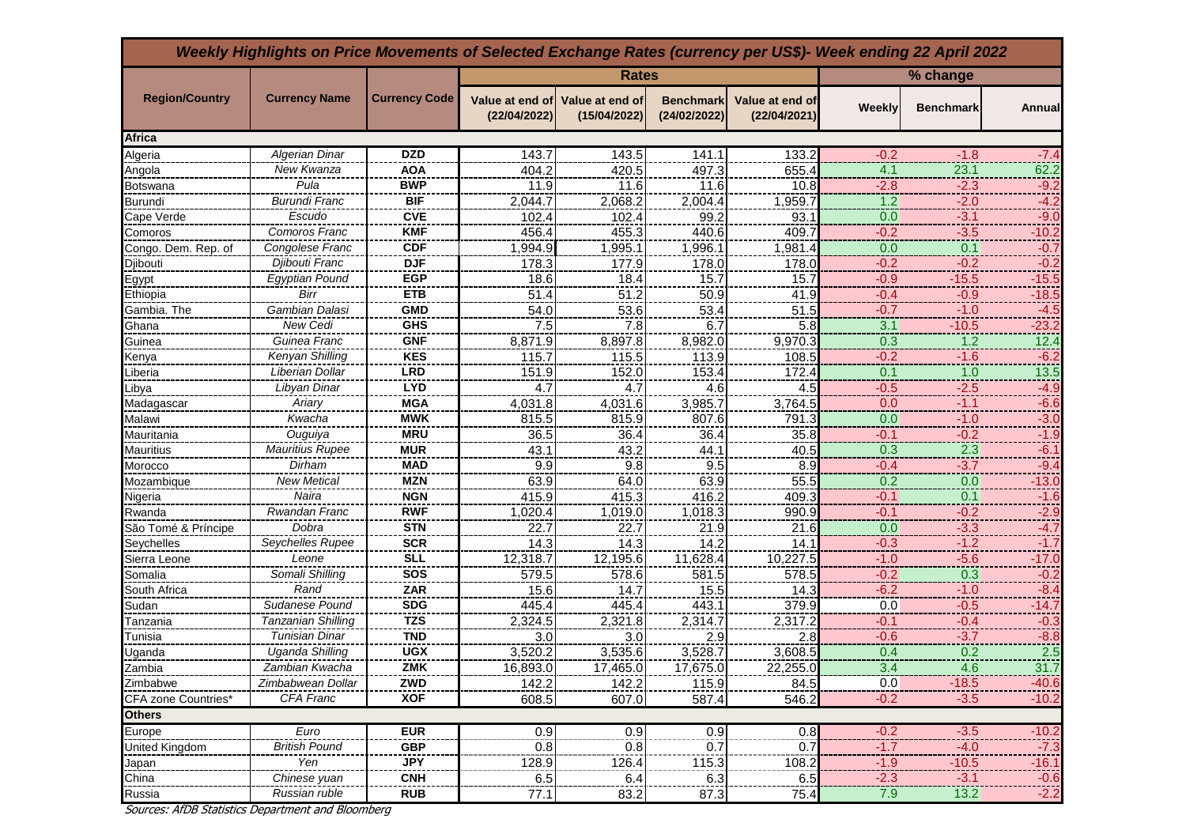| Weekly Highlights on Price Movements of Selected Exchange Rates (currency per US$)- Week ending 22 April 2022 | | | | | | | | | |
|---|---|---|---|---|---|---|---|---|---|
| Region/Country | Currency Name | Currency Code | Rates | | | | % change | | |
| | | | Value at end of (22/04/2022) | Value at end of (15/04/2022) | Benchmark (24/02/2022) | Value at end of (22/04/2021) | Weekly | Benchmark | Annual |
| **Africa** | | | | | | | | | |
| Algeria | Algerian Dinar | DZD | 143.7 | 143.5 | 141.1 | 133.2 | -0.2 | -1.8 | -7.4 |
| Angola | New Kwanza | AOA | 404.2 | 420.5 | 497.3 | 655.4 | 4.1 | 23.1 | 62.2 |
| Botswana | Pula | BWP | 11.9 | 11.6 | 11.6 | 10.8 | -2.8 | -2.3 | -9.2 |
| Burundi | Burundi Franc | BIF | 2,044.7 | 2,068.2 | 2,004.4 | 1,959.7 | 1.2 | -2.0 | -4.2 |
| Cape Verde | Escudo | CVE | 102.4 | 102.4 | 99.2 | 93.1 | 0.0 | -3.1 | -9.0 |
| Comoros | Comoros Franc | KMF | 456.4 | 455.3 | 440.6 | 409.7 | -0.2 | -3.5 | -10.2 |
| Congo. Dem. Rep. of | Congolese Franc | CDF | 1,994.9 | 1,995.1 | 1,996.1 | 1,981.4 | 0.0 | 0.1 | -0.7 |
| Djibouti | Djibouti Franc | DJF | 178.3 | 177.9 | 178.0 | 178.0 | -0.2 | -0.2 | -0.2 |
| Egypt | Egyptian Pound | EGP | 18.6 | 18.4 | 15.7 | 15.7 | -0.9 | -15.5 | -15.5 |
| Ethiopia | Birr | ETB | 51.4 | 51.2 | 50.9 | 41.9 | -0.4 | -0.9 | -18.5 |
| Gambia. The | Gambian Dalasi | GMD | 54.0 | 53.6 | 53.4 | 51.5 | -0.7 | -1.0 | -4.5 |
| Ghana | New Cedi | GHS | 7.5 | 7.8 | 6.7 | 5.8 | 3.1 | -10.5 | -23.2 |
| Guinea | Guinea Franc | GNF | 8,871.9 | 8,897.8 | 8,982.0 | 9,970.3 | 0.3 | 1.2 | 12.4 |
| Kenya | Kenyan Shilling | KES | 115.7 | 115.5 | 113.9 | 108.5 | -0.2 | -1.6 | -6.2 |
| Liberia | Liberian Dollar | LRD | 151.9 | 152.0 | 153.4 | 172.4 | 0.1 | 1.0 | 13.5 |
| Libya | Libyan Dinar | LYD | 4.7 | 4.7 | 4.6 | 4.5 | -0.5 | -2.5 | -4.9 |
| Madagascar | Ariary | MGA | 4,031.8 | 4,031.6 | 3,985.7 | 3,764.5 | 0.0 | -1.1 | -6.6 |
| Malawi | Kwacha | MWK | 815.5 | 815.9 | 807.6 | 791.3 | 0.0 | -1.0 | -3.0 |
| Mauritania | Ouguiya | MRU | 36.5 | 36.4 | 36.4 | 35.8 | -0.1 | -0.2 | -1.9 |
| Mauritius | Mauritius Rupee | MUR | 43.1 | 43.2 | 44.1 | 40.5 | 0.3 | 2.3 | -6.1 |
| Morocco | Dirham | MAD | 9.9 | 9.8 | 9.5 | 8.9 | -0.4 | -3.7 | -9.4 |
| Mozambique | New Metical | MZN | 63.9 | 64.0 | 63.9 | 55.5 | 0.2 | 0.0 | -13.0 |
| Nigeria | Naira | NGN | 415.9 | 415.3 | 416.2 | 409.3 | -0.1 | 0.1 | -1.6 |
| Rwanda | Rwandan Franc | RWF | 1,020.4 | 1,019.0 | 1,018.3 | 990.9 | -0.1 | -0.2 | -2.9 |
| São Tomé & Príncipe | Dobra | STN | 22.7 | 22.7 | 21.9 | 21.6 | 0.0 | -3.3 | -4.7 |
| Seychelles | Seychelles Rupee | SCR | 14.3 | 14.3 | 14.2 | 14.1 | -0.3 | -1.2 | -1.7 |
| Sierra Leone | Leone | SLL | 12,318.7 | 12,195.6 | 11,628.4 | 10,227.5 | -1.0 | -5.6 | -17.0 |
| Somalia | Somali Shilling | SOS | 579.5 | 578.6 | 581.5 | 578.5 | -0.2 | 0.3 | -0.2 |
| South Africa | Rand | ZAR | 15.6 | 14.7 | 15.5 | 14.3 | -6.2 | -1.0 | -8.4 |
| Sudan | Sudanese Pound | SDG | 445.4 | 445.4 | 443.1 | 379.9 | 0.0 | -0.5 | -14.7 |
| Tanzania | Tanzanian Shilling | TZS | 2,324.5 | 2,321.8 | 2,314.7 | 2,317.2 | -0.1 | -0.4 | -0.3 |
| Tunisia | Tunisian Dinar | TND | 3.0 | 3.0 | 2.9 | 2.8 | -0.6 | -3.7 | -8.8 |
| Uganda | Uganda Shilling | UGX | 3,520.2 | 3,535.6 | 3,528.7 | 3,608.5 | 0.4 | 0.2 | 2.5 |
| Zambia | Zambian Kwacha | ZMK | 16,893.0 | 17,465.0 | 17,675.0 | 22,255.0 | 3.4 | 4.6 | 31.7 |
| Zimbabwe | Zimbabwean Dollar | ZWD | 142.2 | 142.2 | 115.9 | 84.5 | 0.0 | -18.5 | -40.6 |
| CFA zone Countries* | CFA Franc | XOF | 608.5 | 607.0 | 587.4 | 546.2 | -0.2 | -3.5 | -10.2 |
| **Others** | | | | | | | | | |
| Europe | Euro | EUR | 0.9 | 0.9 | 0.9 | 0.8 | -0.2 | -3.5 | -10.2 |
| United Kingdom | British Pound | GBP | 0.8 | 0.8 | 0.7 | 0.7 | -1.7 | -4.0 | -7.3 |
| Japan | Yen | JPY | 128.9 | 126.4 | 115.3 | 108.2 | -1.9 | -10.5 | -16.1 |
| China | Chinese yuan | CNH | 6.5 | 6.4 | 6.3 | 6.5 | -2.3 | -3.1 | -0.6 |
| Russia | Russian ruble | RUB | 77.1 | 83.2 | 87.3 | 75.4 | 7.9 | 13.2 | -2.2 |

*Sources: AfDB Statistics Department and Bloomberg*